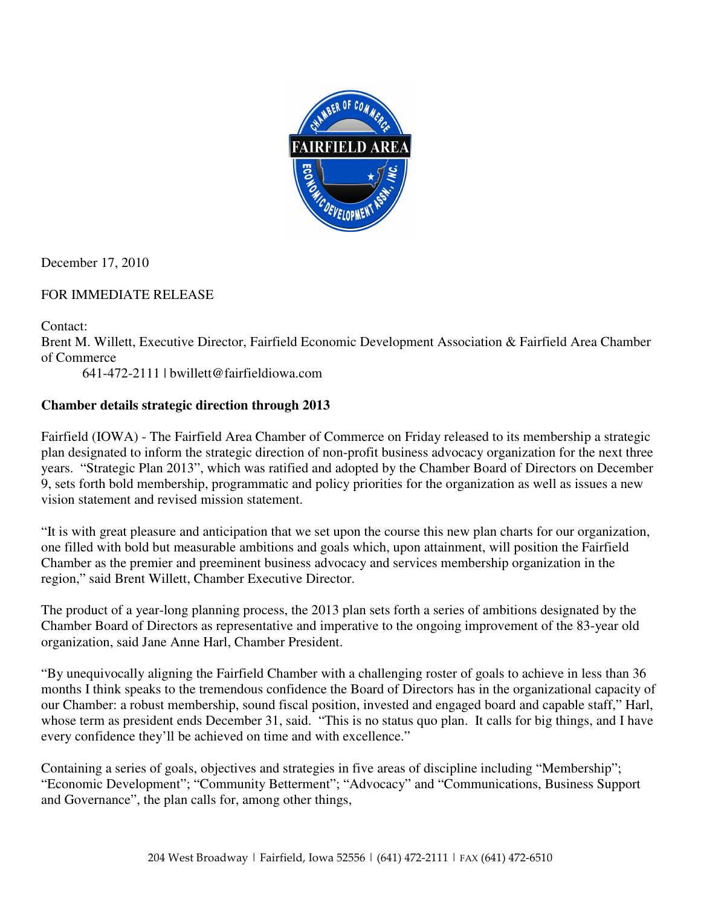December 17, 2010

FOR IMMEDIATE RELEASE

Contact:
Brent M. Willett, Executive Director, Fairfield Economic Development Association & Fairfield Area Chamber of Commerce
641-472-2111 | bwillett@fairfieldiowa.com

**Chamber details strategic direction through 2013**

Fairfield (IOWA) - The Fairfield Area Chamber of Commerce on Friday released to its membership a strategic plan designated to inform the strategic direction of non-profit business advocacy organization for the next three years. "Strategic Plan 2013", which was ratified and adopted by the Chamber Board of Directors on December 9, sets forth bold membership, programmatic and policy priorities for the organization as well as issues a new vision statement and revised mission statement.

"It is with great pleasure and anticipation that we set upon the course this new plan charts for our organization, one filled with bold but measurable ambitions and goals which, upon attainment, will position the Fairfield Chamber as the premier and preeminent business advocacy and services membership organization in the region," said Brent Willett, Chamber Executive Director.

The product of a year-long planning process, the 2013 plan sets forth a series of ambitions designated by the Chamber Board of Directors as representative and imperative to the ongoing improvement of the 83-year old organization, said Jane Anne Harl, Chamber President.

"By unequivocally aligning the Fairfield Chamber with a challenging roster of goals to achieve in less than 36 months I think speaks to the tremendous confidence the Board of Directors has in the organizational capacity of our Chamber: a robust membership, sound fiscal position, invested and engaged board and capable staff," Harl, whose term as president ends December 31, said. "This is no status quo plan. It calls for big things, and I have every confidence they'll be achieved on time and with excellence."

Containing a series of goals, objectives and strategies in five areas of discipline including "Membership"; "Economic Development"; "Community Betterment"; "Advocacy" and "Communications, Business Support and Governance", the plan calls for, among other things,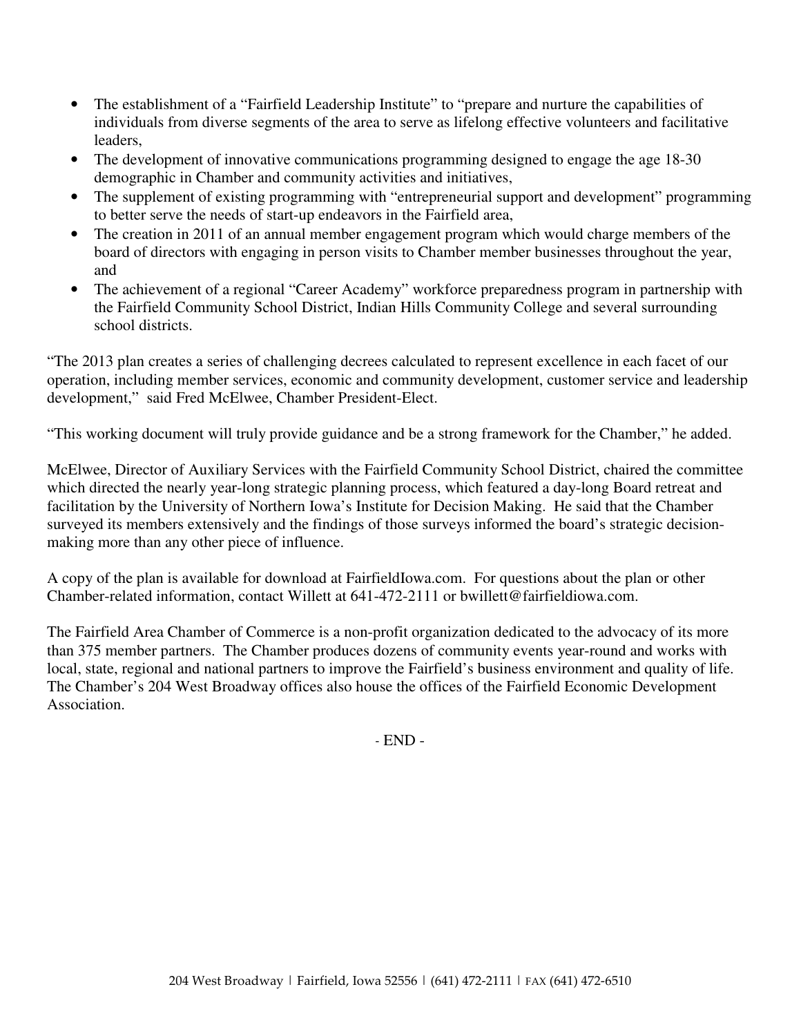- The establishment of a "Fairfield Leadership Institute" to "prepare and nurture the capabilities of individuals from diverse segments of the area to serve as lifelong effective volunteers and facilitative leaders,
- The development of innovative communications programming designed to engage the age 18-30 demographic in Chamber and community activities and initiatives,
- The supplement of existing programming with "entrepreneurial support and development" programming to better serve the needs of start-up endeavors in the Fairfield area,
- The creation in 2011 of an annual member engagement program which would charge members of the board of directors with engaging in person visits to Chamber member businesses throughout the year, and
- The achievement of a regional "Career Academy" workforce preparedness program in partnership with the Fairfield Community School District, Indian Hills Community College and several surrounding school districts.

"The 2013 plan creates a series of challenging decrees calculated to represent excellence in each facet of our operation, including member services, economic and community development, customer service and leadership development," said Fred McElwee, Chamber President-Elect.

"This working document will truly provide guidance and be a strong framework for the Chamber," he added.

McElwee, Director of Auxiliary Services with the Fairfield Community School District, chaired the committee which directed the nearly year-long strategic planning process, which featured a day-long Board retreat and facilitation by the University of Northern Iowa's Institute for Decision Making. He said that the Chamber surveyed its members extensively and the findings of those surveys informed the board's strategic decision-making more than any other piece of influence.

A copy of the plan is available for download at FairfieldIowa.com. For questions about the plan or other Chamber-related information, contact Willett at 641-472-2111 or bwillett@fairfieldiowa.com.

The Fairfield Area Chamber of Commerce is a non-profit organization dedicated to the advocacy of its more than 375 member partners. The Chamber produces dozens of community events year-round and works with local, state, regional and national partners to improve the Fairfield's business environment and quality of life. The Chamber's 204 West Broadway offices also house the offices of the Fairfield Economic Development Association.

- END -

204 West Broadway | Fairfield, Iowa 52556 | (641) 472-2111 | FAX (641) 472-6510